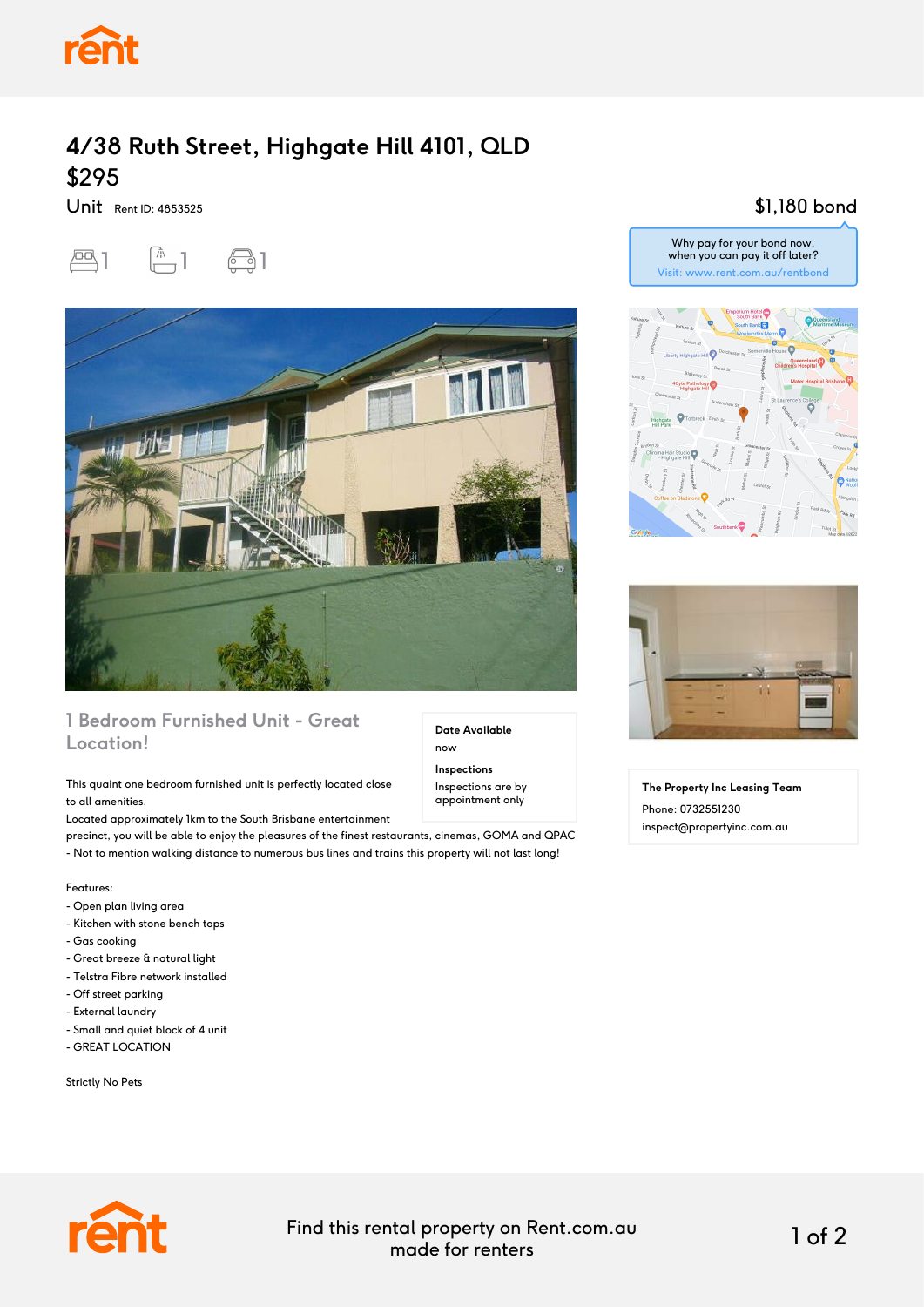# 4/38 Ruth Street, Highgate Hill 4101, QLD

## $295

Unit Rent ID: 4853525

1 bedroom, 1 bathroom, 1 car space

$1,180 bond

Why pay for your bond now, when you can pay it off later?
Visit: www.rent.com.au/rentbond

### 1 Bedroom Furnished Unit - Great Location!

**Date Available**
now

**Inspections**
Inspections are by appointment only

This quaint one bedroom furnished unit is perfectly located close to all amenities.
Located approximately 1km to the South Brisbane entertainment precinct, you will be able to enjoy the pleasures of the finest restaurants, cinemas, GOMA and QPAC - Not to mention walking distance to numerous bus lines and trains this property will not last long!

Features:
- Open plan living area
- Kitchen with stone bench tops
- Gas cooking
- Great breeze & natural light
- Telstra Fibre network installed
- Off street parking
- External laundry
- Small and quiet block of 4 unit
- GREAT LOCATION

Strictly No Pets

**The Property Inc Leasing Team**
Phone: 0732551230
inspect@propertyinc.com.au

Find this rental property on Rent.com.au made for renters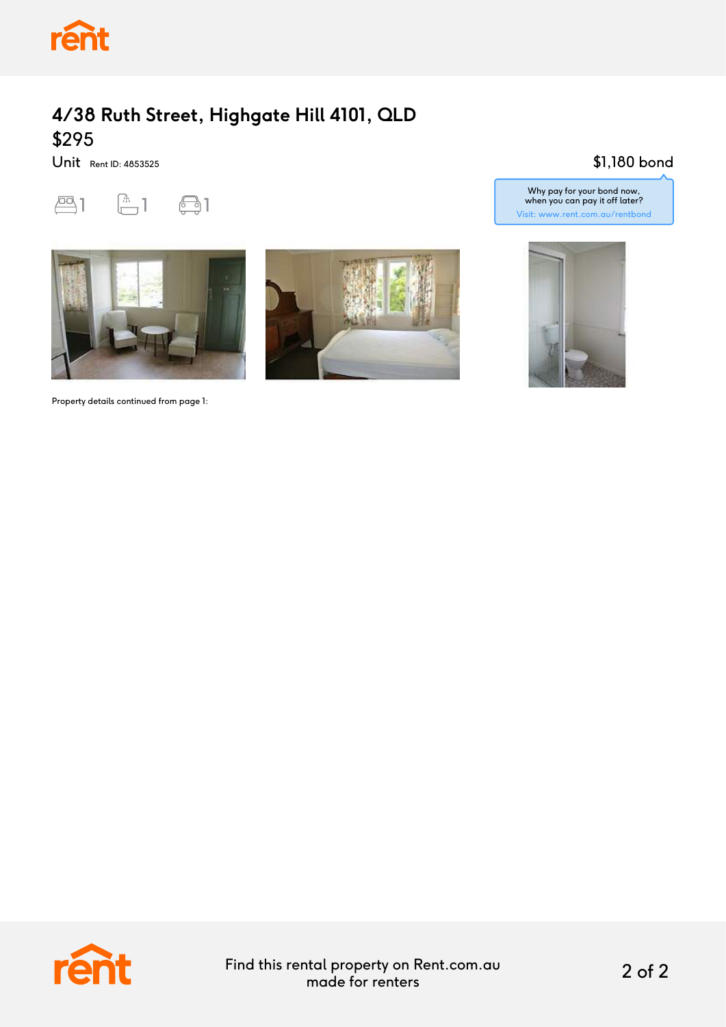# 4/38 Ruth Street, Highgate Hill 4101, QLD

$295

Unit Rent ID: 4853525

$1,180 bond

Why pay for your bond now, when you can pay it off later?

Visit: www.rent.com.au/rentbond

1 1 1

Property details continued from page 1:

Find this rental property on Rent.com.au made for renters